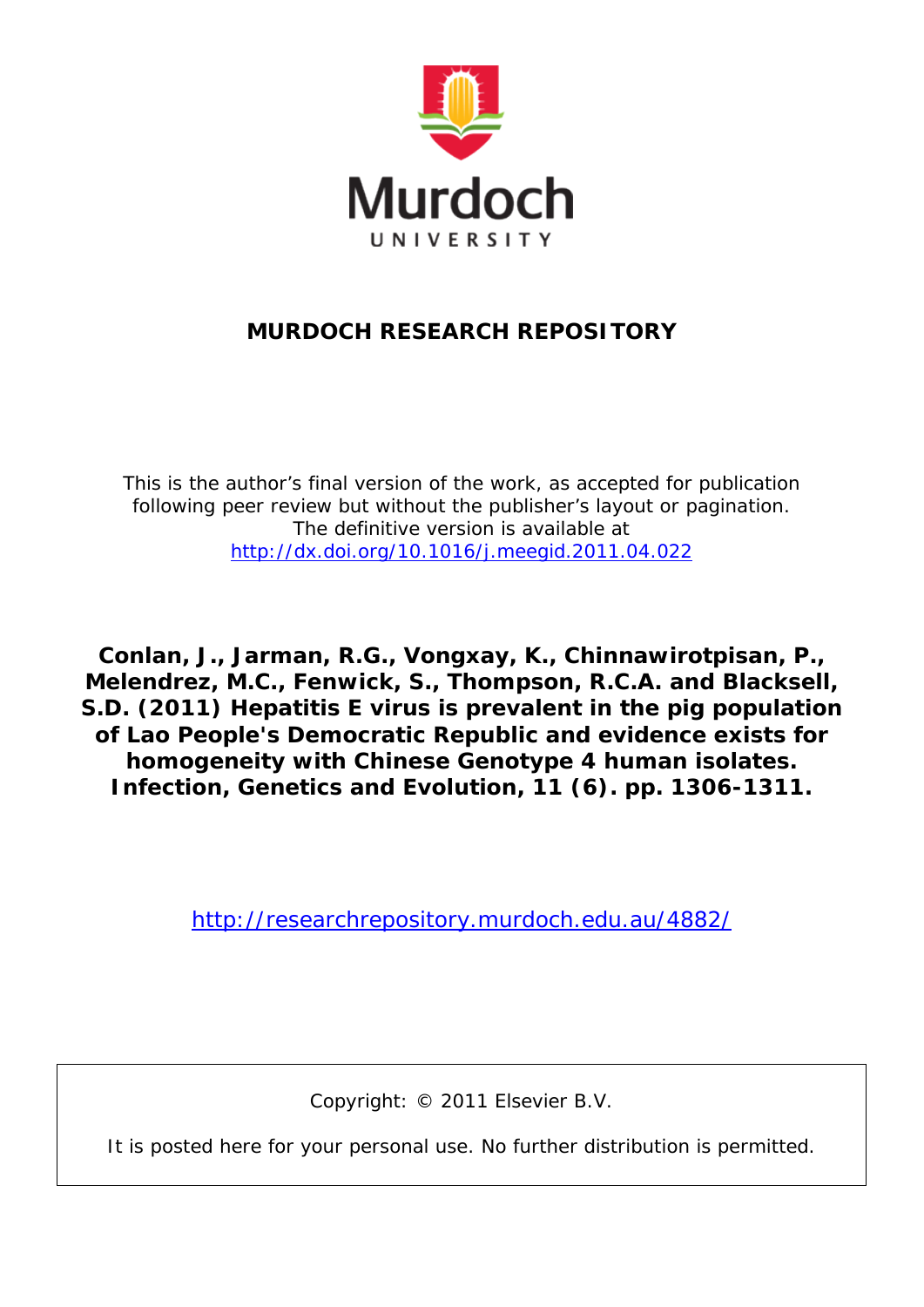Murdoch UNIVERSITY

# MURDOCH RESEARCH REPOSITORY

This is the author's final version of the work, as accepted for publication following peer review but without the publisher's layout or pagination. The definitive version is available at http://dx.doi.org/10.1016/j.meegid.2011.04.022

**Conlan, J., Jarman, R.G., Vongxay, K., Chinnawirotpisan, P., Melendrez, M.C., Fenwick, S., Thompson, R.C.A. and Blacksell, S.D. (2011) Hepatitis E virus is prevalent in the pig population of Lao People's Democratic Republic and evidence exists for homogeneity with Chinese Genotype 4 human isolates. Infection, Genetics and Evolution, 11 (6). pp. 1306-1311.**

http://researchrepository.murdoch.edu.au/4882/

Copyright: © 2011 Elsevier B.V.

It is posted here for your personal use. No further distribution is permitted.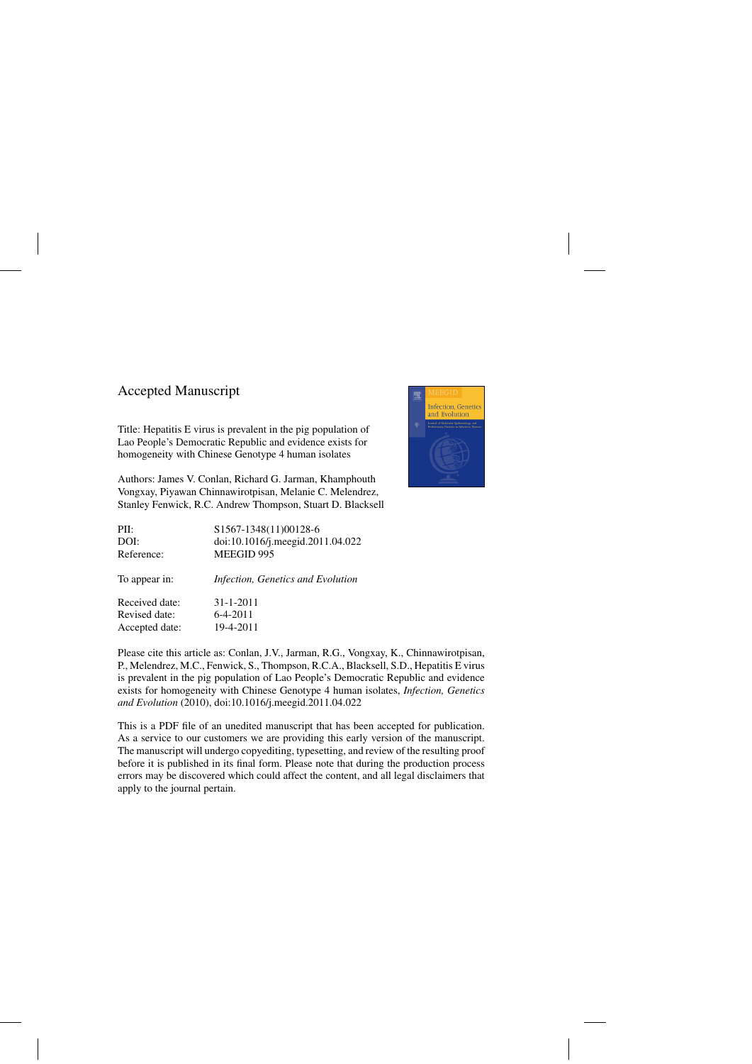Accepted Manuscript

Title: Hepatitis E virus is prevalent in the pig population of Lao People's Democratic Republic and evidence exists for homogeneity with Chinese Genotype 4 human isolates

Authors: James V. Conlan, Richard G. Jarman, Khamphouth Vongxay, Piyawan Chinnawirotpisan, Melanie C. Melendrez, Stanley Fenwick, R.C. Andrew Thompson, Stuart D. Blacksell

| | |
|---|---|
| PII: | S1567-1348(11)00128-6 |
| DOI: | doi:10.1016/j.meegid.2011.04.022 |
| Reference: | MEEGID 995 |
| To appear in: | *Infection, Genetics and Evolution* |
| Received date: | 31-1-2011 |
| Revised date: | 6-4-2011 |
| Accepted date: | 19-4-2011 |

Please cite this article as: Conlan, J.V., Jarman, R.G., Vongxay, K., Chinnawirotpisan, P., Melendrez, M.C., Fenwick, S., Thompson, R.C.A., Blacksell, S.D., Hepatitis E virus is prevalent in the pig population of Lao People's Democratic Republic and evidence exists for homogeneity with Chinese Genotype 4 human isolates, *Infection, Genetics and Evolution* (2010), doi:10.1016/j.meegid.2011.04.022

This is a PDF file of an unedited manuscript that has been accepted for publication. As a service to our customers we are providing this early version of the manuscript. The manuscript will undergo copyediting, typesetting, and review of the resulting proof before it is published in its final form. Please note that during the production process errors may be discovered which could affect the content, and all legal disclaimers that apply to the journal pertain.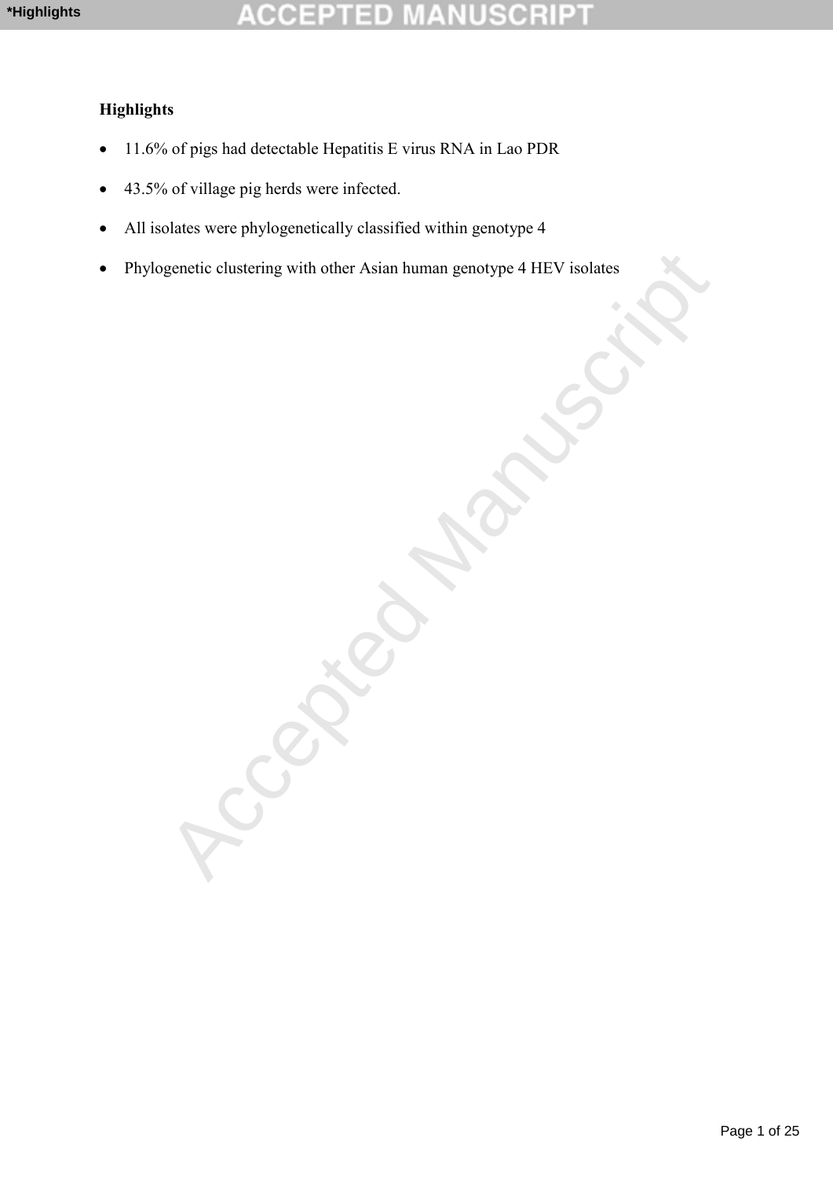**Highlights**

- 11.6% of pigs had detectable Hepatitis E virus RNA in Lao PDR
- 43.5% of village pig herds were infected.
- All isolates were phylogenetically classified within genotype 4
- Phylogenetic clustering with other Asian human genotype 4 HEV isolates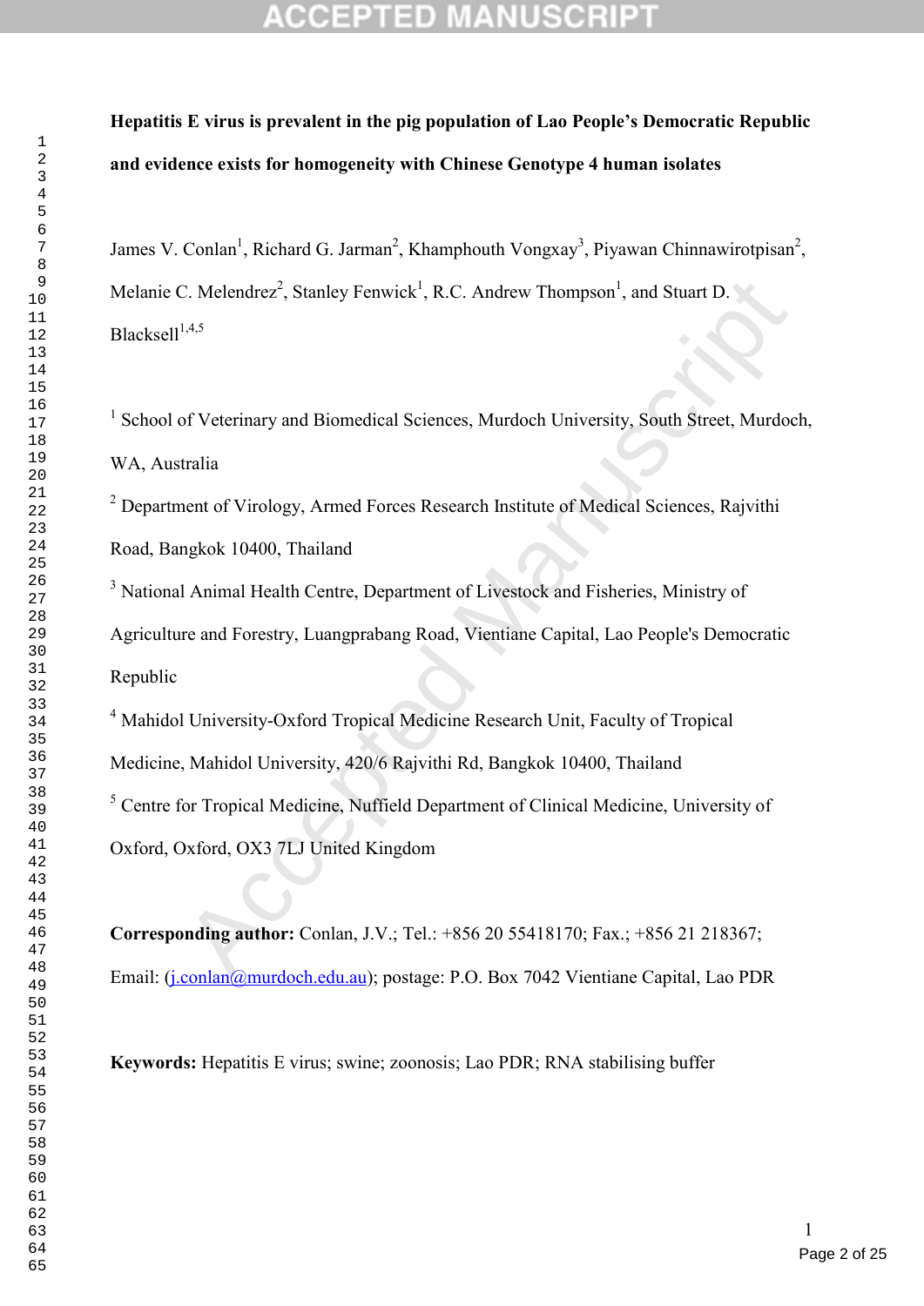**Hepatitis E virus is prevalent in the pig population of Lao People's Democratic Republic and evidence exists for homogeneity with Chinese Genotype 4 human isolates**

James V. Conlan[1], Richard G. Jarman[2], Khamphouth Vongxay[3], Piyawan Chinnawirotpisan[2], Melanie C. Melendrez[2], Stanley Fenwick[1], R.C. Andrew Thompson[1], and Stuart D. Blacksell[1,4,5]

[1] School of Veterinary and Biomedical Sciences, Murdoch University, South Street, Murdoch, WA, Australia

[2] Department of Virology, Armed Forces Research Institute of Medical Sciences, Rajvithi Road, Bangkok 10400, Thailand

[3] National Animal Health Centre, Department of Livestock and Fisheries, Ministry of Agriculture and Forestry, Luangprabang Road, Vientiane Capital, Lao People's Democratic Republic

[4] Mahidol University-Oxford Tropical Medicine Research Unit, Faculty of Tropical Medicine, Mahidol University, 420/6 Rajvithi Rd, Bangkok 10400, Thailand

[5] Centre for Tropical Medicine, Nuffield Department of Clinical Medicine, University of Oxford, Oxford, OX3 7LJ United Kingdom

**Corresponding author:** Conlan, J.V.; Tel.: +856 20 55418170; Fax.; +856 21 218367; Email: (j.conlan@murdoch.edu.au); postage: P.O. Box 7042 Vientiane Capital, Lao PDR

**Keywords:** Hepatitis E virus; swine; zoonosis; Lao PDR; RNA stabilising buffer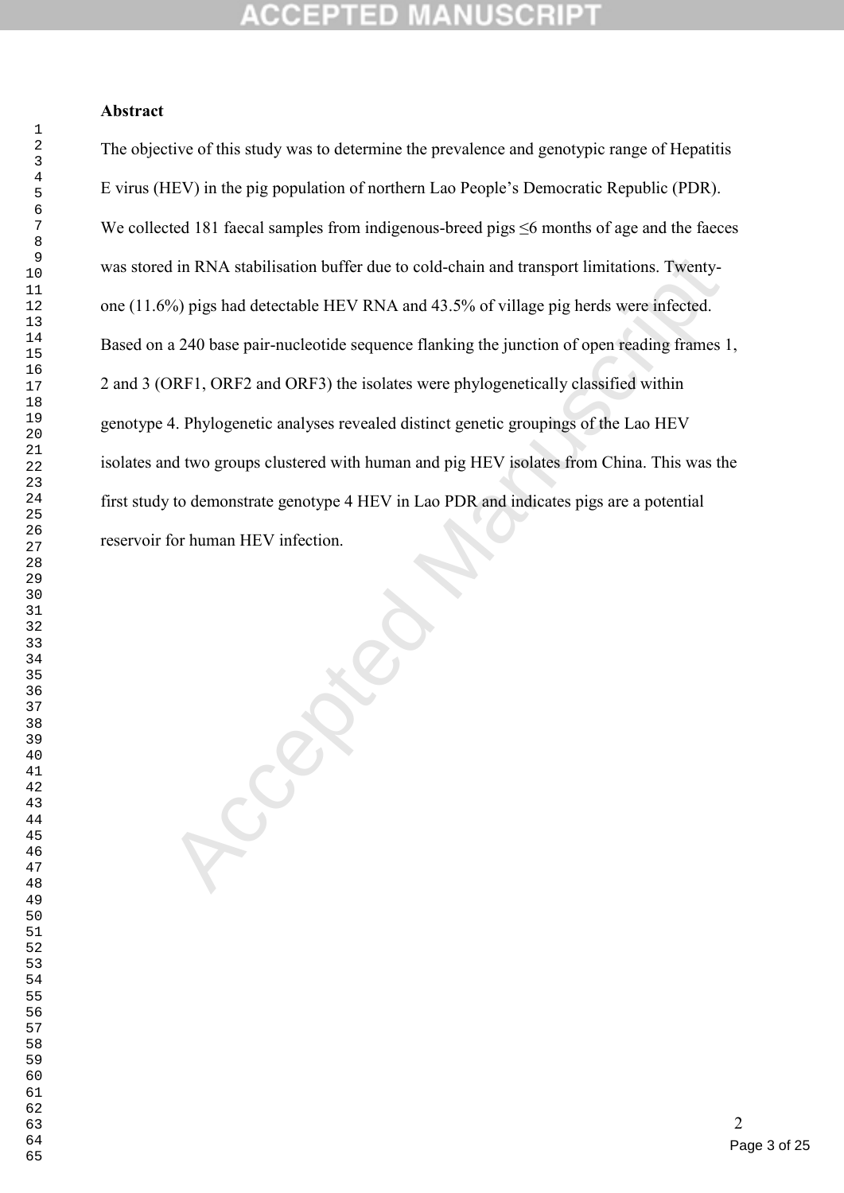## Abstract

The objective of this study was to determine the prevalence and genotypic range of Hepatitis E virus (HEV) in the pig population of northern Lao People's Democratic Republic (PDR). We collected 181 faecal samples from indigenous-breed pigs ≤6 months of age and the faeces was stored in RNA stabilisation buffer due to cold-chain and transport limitations. Twenty-one (11.6%) pigs had detectable HEV RNA and 43.5% of village pig herds were infected. Based on a 240 base pair-nucleotide sequence flanking the junction of open reading frames 1, 2 and 3 (ORF1, ORF2 and ORF3) the isolates were phylogenetically classified within genotype 4. Phylogenetic analyses revealed distinct genetic groupings of the Lao HEV isolates and two groups clustered with human and pig HEV isolates from China. This was the first study to demonstrate genotype 4 HEV in Lao PDR and indicates pigs are a potential reservoir for human HEV infection.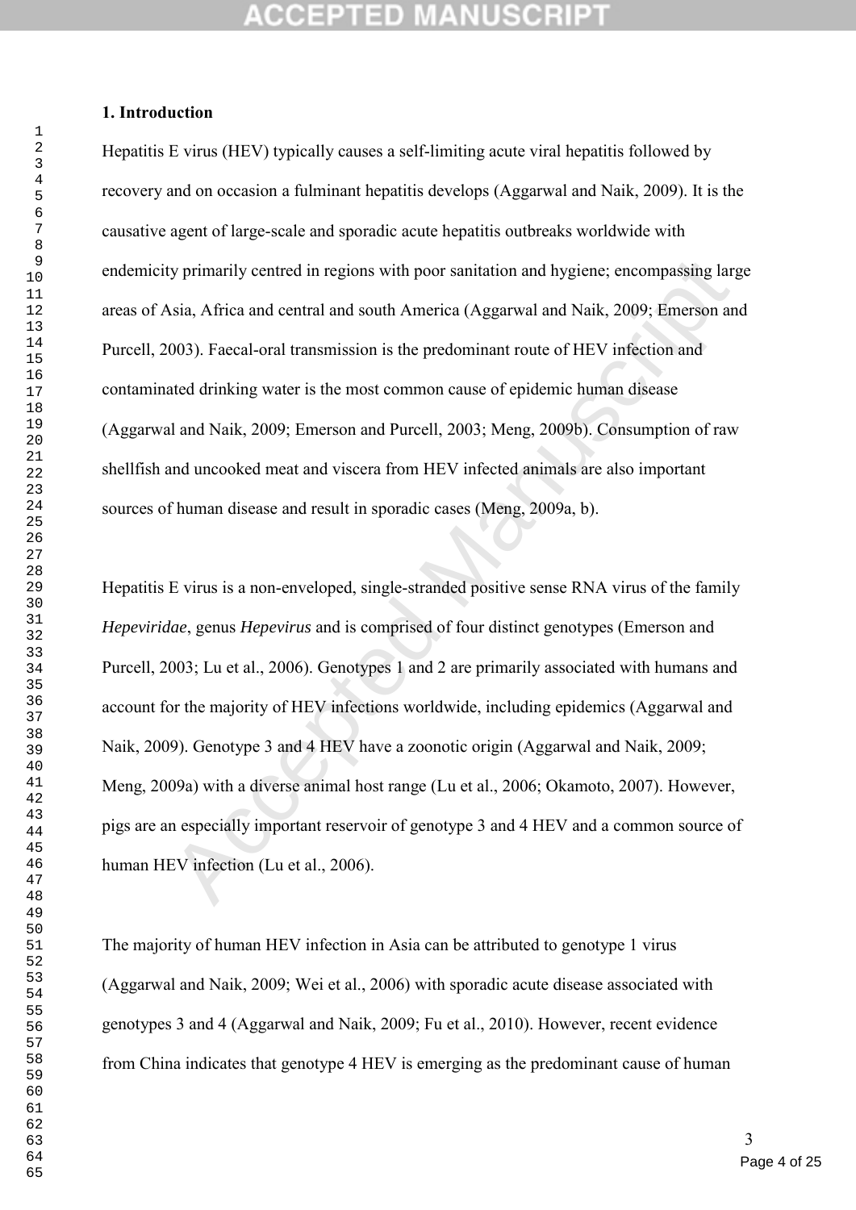## 1. Introduction

Hepatitis E virus (HEV) typically causes a self-limiting acute viral hepatitis followed by recovery and on occasion a fulminant hepatitis develops (Aggarwal and Naik, 2009). It is the causative agent of large-scale and sporadic acute hepatitis outbreaks worldwide with endemicity primarily centred in regions with poor sanitation and hygiene; encompassing large areas of Asia, Africa and central and south America (Aggarwal and Naik, 2009; Emerson and Purcell, 2003). Faecal-oral transmission is the predominant route of HEV infection and contaminated drinking water is the most common cause of epidemic human disease (Aggarwal and Naik, 2009; Emerson and Purcell, 2003; Meng, 2009b). Consumption of raw shellfish and uncooked meat and viscera from HEV infected animals are also important sources of human disease and result in sporadic cases (Meng, 2009a, b).

Hepatitis E virus is a non-enveloped, single-stranded positive sense RNA virus of the family *Hepeviridae*, genus *Hepevirus* and is comprised of four distinct genotypes (Emerson and Purcell, 2003; Lu et al., 2006). Genotypes 1 and 2 are primarily associated with humans and account for the majority of HEV infections worldwide, including epidemics (Aggarwal and Naik, 2009). Genotype 3 and 4 HEV have a zoonotic origin (Aggarwal and Naik, 2009; Meng, 2009a) with a diverse animal host range (Lu et al., 2006; Okamoto, 2007). However, pigs are an especially important reservoir of genotype 3 and 4 HEV and a common source of human HEV infection (Lu et al., 2006).

The majority of human HEV infection in Asia can be attributed to genotype 1 virus (Aggarwal and Naik, 2009; Wei et al., 2006) with sporadic acute disease associated with genotypes 3 and 4 (Aggarwal and Naik, 2009; Fu et al., 2010). However, recent evidence from China indicates that genotype 4 HEV is emerging as the predominant cause of human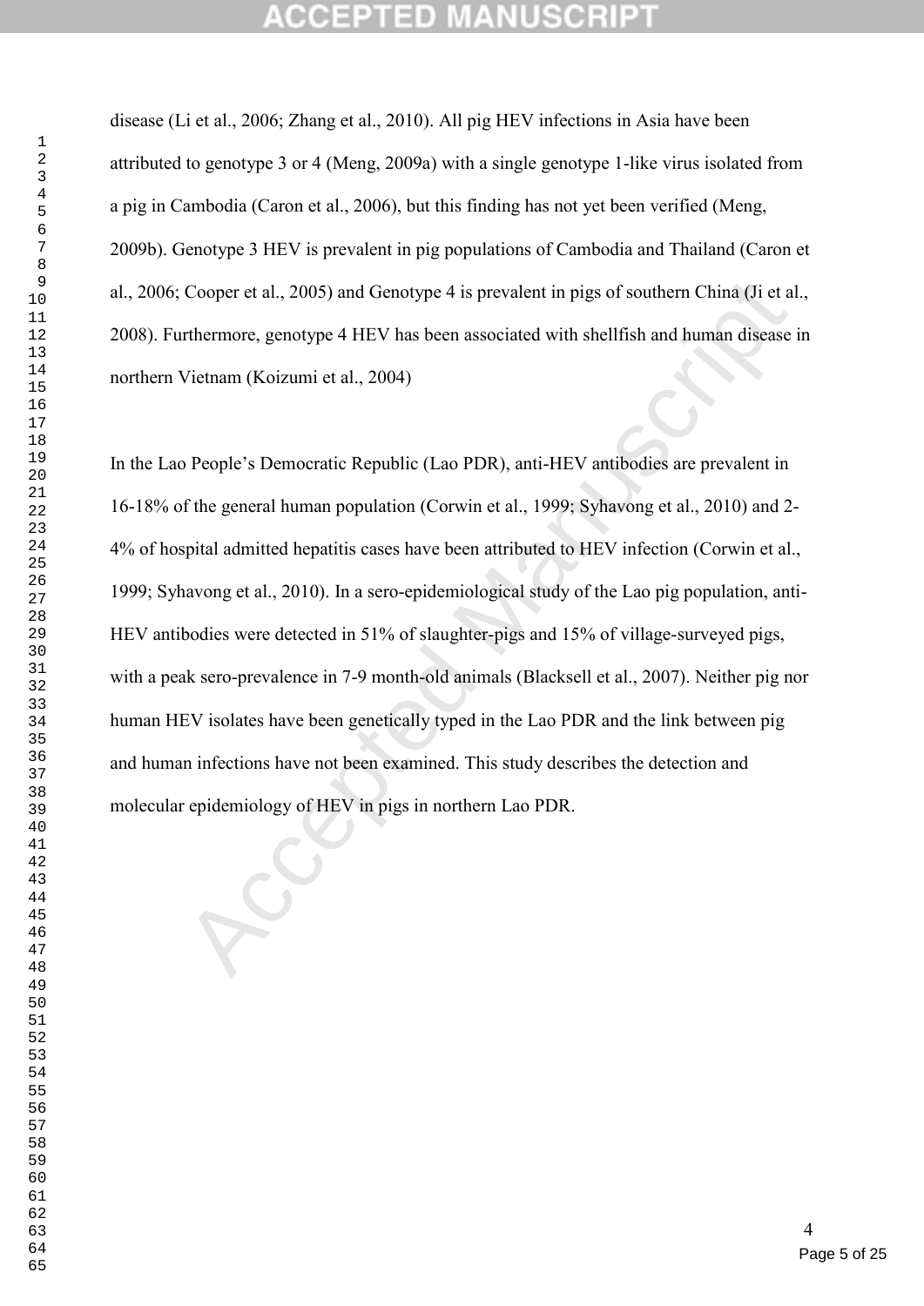disease (Li et al., 2006; Zhang et al., 2010). All pig HEV infections in Asia have been attributed to genotype 3 or 4 (Meng, 2009a) with a single genotype 1-like virus isolated from a pig in Cambodia (Caron et al., 2006), but this finding has not yet been verified (Meng, 2009b). Genotype 3 HEV is prevalent in pig populations of Cambodia and Thailand (Caron et al., 2006; Cooper et al., 2005) and Genotype 4 is prevalent in pigs of southern China (Ji et al., 2008). Furthermore, genotype 4 HEV has been associated with shellfish and human disease in northern Vietnam (Koizumi et al., 2004)

In the Lao People's Democratic Republic (Lao PDR), anti-HEV antibodies are prevalent in 16-18% of the general human population (Corwin et al., 1999; Syhavong et al., 2010) and 2-4% of hospital admitted hepatitis cases have been attributed to HEV infection (Corwin et al., 1999; Syhavong et al., 2010). In a sero-epidemiological study of the Lao pig population, anti-HEV antibodies were detected in 51% of slaughter-pigs and 15% of village-surveyed pigs, with a peak sero-prevalence in 7-9 month-old animals (Blacksell et al., 2007). Neither pig nor human HEV isolates have been genetically typed in the Lao PDR and the link between pig and human infections have not been examined. This study describes the detection and molecular epidemiology of HEV in pigs in northern Lao PDR.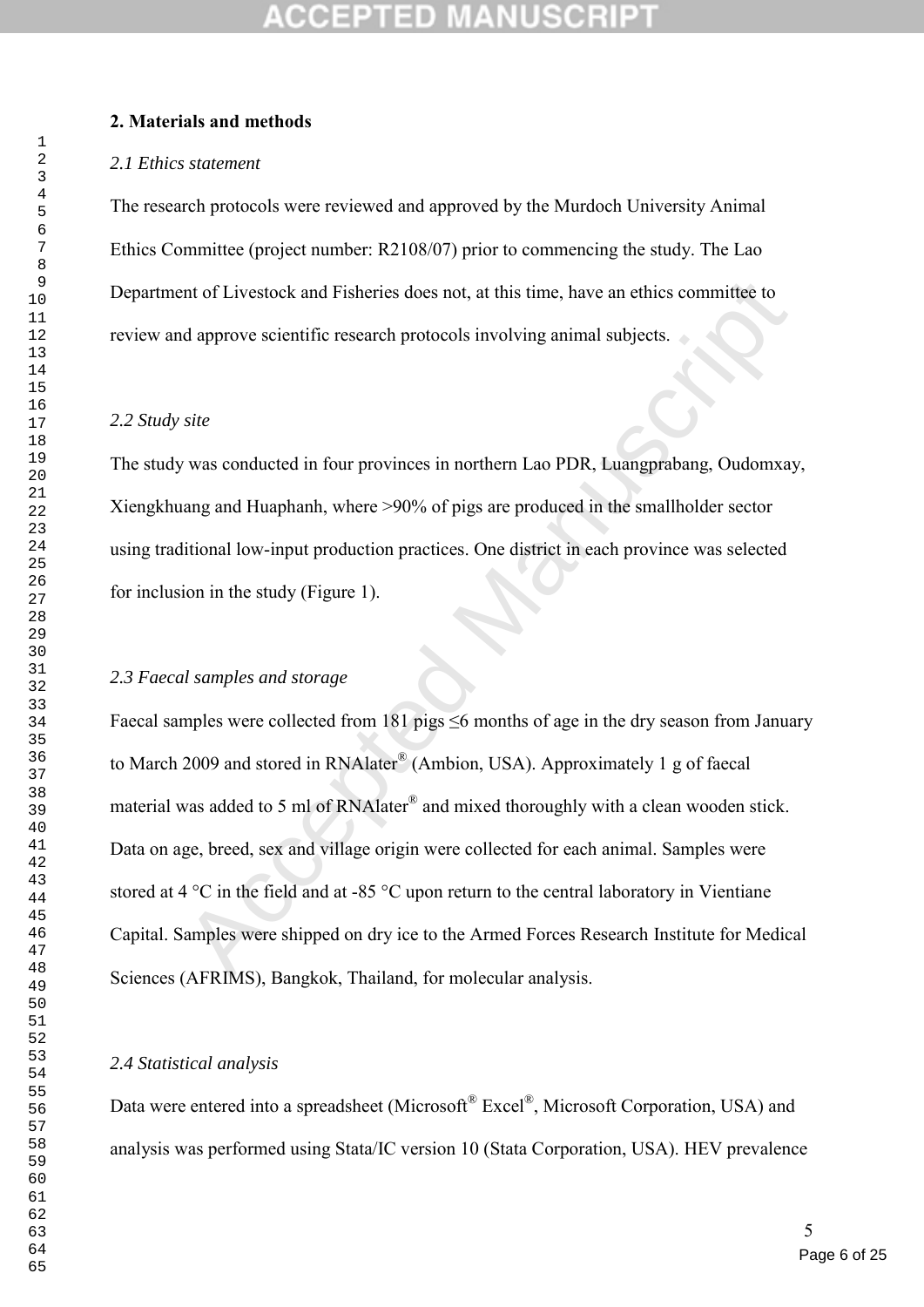## 2. Materials and methods

### *2.1 Ethics statement*

The research protocols were reviewed and approved by the Murdoch University Animal Ethics Committee (project number: R2108/07) prior to commencing the study. The Lao Department of Livestock and Fisheries does not, at this time, have an ethics committee to review and approve scientific research protocols involving animal subjects.

### *2.2 Study site*

The study was conducted in four provinces in northern Lao PDR, Luangprabang, Oudomxay, Xiengkhuang and Huaphanh, where >90% of pigs are produced in the smallholder sector using traditional low-input production practices. One district in each province was selected for inclusion in the study (Figure 1).

### *2.3 Faecal samples and storage*

Faecal samples were collected from 181 pigs ≤6 months of age in the dry season from January to March 2009 and stored in RNAlater® (Ambion, USA). Approximately 1 g of faecal material was added to 5 ml of RNAlater® and mixed thoroughly with a clean wooden stick. Data on age, breed, sex and village origin were collected for each animal. Samples were stored at 4 °C in the field and at -85 °C upon return to the central laboratory in Vientiane Capital. Samples were shipped on dry ice to the Armed Forces Research Institute for Medical Sciences (AFRIMS), Bangkok, Thailand, for molecular analysis.

### *2.4 Statistical analysis*

Data were entered into a spreadsheet (Microsoft® Excel®, Microsoft Corporation, USA) and analysis was performed using Stata/IC version 10 (Stata Corporation, USA). HEV prevalence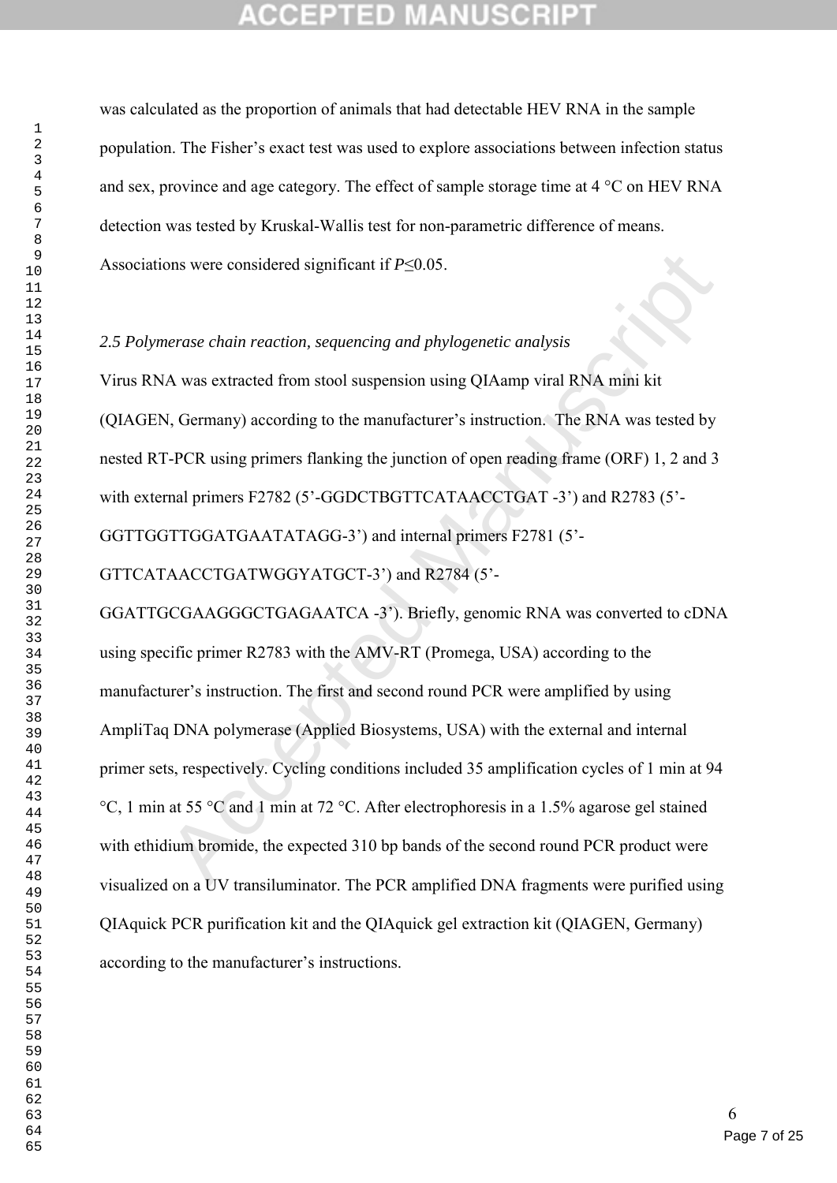was calculated as the proportion of animals that had detectable HEV RNA in the sample population. The Fisher's exact test was used to explore associations between infection status and sex, province and age category. The effect of sample storage time at 4 °C on HEV RNA detection was tested by Kruskal-Wallis test for non-parametric difference of means. Associations were considered significant if $P \leq 0.05$.

*2.5 Polymerase chain reaction, sequencing and phylogenetic analysis*

Virus RNA was extracted from stool suspension using QIAamp viral RNA mini kit (QIAGEN, Germany) according to the manufacturer's instruction. The RNA was tested by nested RT-PCR using primers flanking the junction of open reading frame (ORF) 1, 2 and 3 with external primers F2782 (5'-GGDCTBGTTCATAACCTGAT -3') and R2783 (5'-GGTTGGTTGGATGAATATAGG-3') and internal primers F2781 (5'-GTTCATAACCTGATWGGYATGCT-3') and R2784 (5'-GGATTGCGAAGGGCTGAGAATCA -3'). Briefly, genomic RNA was converted to cDNA using specific primer R2783 with the AMV-RT (Promega, USA) according to the manufacturer's instruction. The first and second round PCR were amplified by using AmpliTaq DNA polymerase (Applied Biosystems, USA) with the external and internal primer sets, respectively. Cycling conditions included 35 amplification cycles of 1 min at 94 °C, 1 min at 55 °C and 1 min at 72 °C. After electrophoresis in a 1.5% agarose gel stained with ethidium bromide, the expected 310 bp bands of the second round PCR product were visualized on a UV transiluminator. The PCR amplified DNA fragments were purified using QIAquick PCR purification kit and the QIAquick gel extraction kit (QIAGEN, Germany) according to the manufacturer's instructions.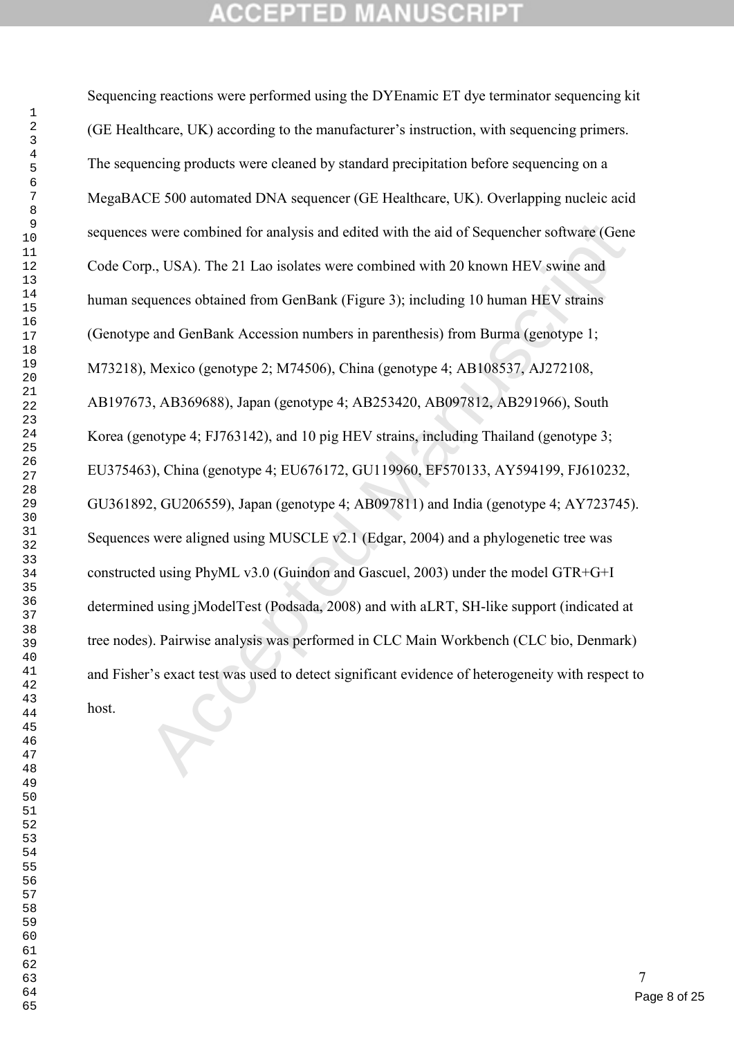Sequencing reactions were performed using the DYEnamic ET dye terminator sequencing kit (GE Healthcare, UK) according to the manufacturer's instruction, with sequencing primers. The sequencing products were cleaned by standard precipitation before sequencing on a MegaBACE 500 automated DNA sequencer (GE Healthcare, UK). Overlapping nucleic acid sequences were combined for analysis and edited with the aid of Sequencher software (Gene Code Corp., USA). The 21 Lao isolates were combined with 20 known HEV swine and human sequences obtained from GenBank (Figure 3); including 10 human HEV strains (Genotype and GenBank Accession numbers in parenthesis) from Burma (genotype 1; M73218), Mexico (genotype 2; M74506), China (genotype 4; AB108537, AJ272108, AB197673, AB369688), Japan (genotype 4; AB253420, AB097812, AB291966), South Korea (genotype 4; FJ763142), and 10 pig HEV strains, including Thailand (genotype 3; EU375463), China (genotype 4; EU676172, GU119960, EF570133, AY594199, FJ610232, GU361892, GU206559), Japan (genotype 4; AB097811) and India (genotype 4; AY723745). Sequences were aligned using MUSCLE v2.1 (Edgar, 2004) and a phylogenetic tree was constructed using PhyML v3.0 (Guindon and Gascuel, 2003) under the model GTR+G+I determined using jModelTest (Podsada, 2008) and with aLRT, SH-like support (indicated at tree nodes). Pairwise analysis was performed in CLC Main Workbench (CLC bio, Denmark) and Fisher's exact test was used to detect significant evidence of heterogeneity with respect to host.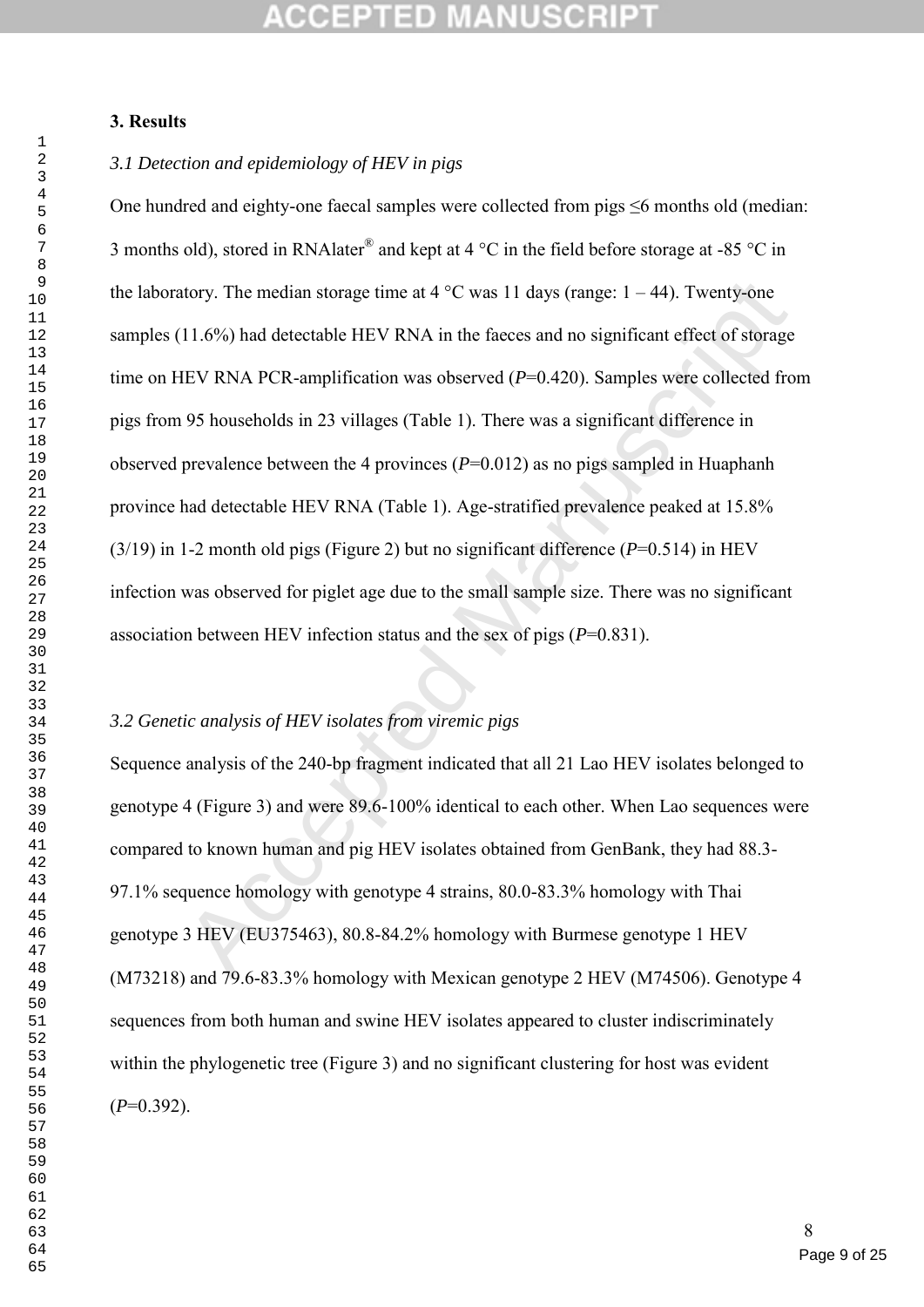## 3. Results

### *3.1 Detection and epidemiology of HEV in pigs*

One hundred and eighty-one faecal samples were collected from pigs ≤6 months old (median: 3 months old), stored in RNAlater® and kept at 4 °C in the field before storage at -85 °C in the laboratory. The median storage time at 4 °C was 11 days (range: 1 – 44). Twenty-one samples (11.6%) had detectable HEV RNA in the faeces and no significant effect of storage time on HEV RNA PCR-amplification was observed (*P*=0.420). Samples were collected from pigs from 95 households in 23 villages (Table 1). There was a significant difference in observed prevalence between the 4 provinces (*P*=0.012) as no pigs sampled in Huaphanh province had detectable HEV RNA (Table 1). Age-stratified prevalence peaked at 15.8% (3/19) in 1-2 month old pigs (Figure 2) but no significant difference (*P*=0.514) in HEV infection was observed for piglet age due to the small sample size. There was no significant association between HEV infection status and the sex of pigs (*P*=0.831).

### *3.2 Genetic analysis of HEV isolates from viremic pigs*

Sequence analysis of the 240-bp fragment indicated that all 21 Lao HEV isolates belonged to genotype 4 (Figure 3) and were 89.6-100% identical to each other. When Lao sequences were compared to known human and pig HEV isolates obtained from GenBank, they had 88.3-97.1% sequence homology with genotype 4 strains, 80.0-83.3% homology with Thai genotype 3 HEV (EU375463), 80.8-84.2% homology with Burmese genotype 1 HEV (M73218) and 79.6-83.3% homology with Mexican genotype 2 HEV (M74506). Genotype 4 sequences from both human and swine HEV isolates appeared to cluster indiscriminately within the phylogenetic tree (Figure 3) and no significant clustering for host was evident (*P*=0.392).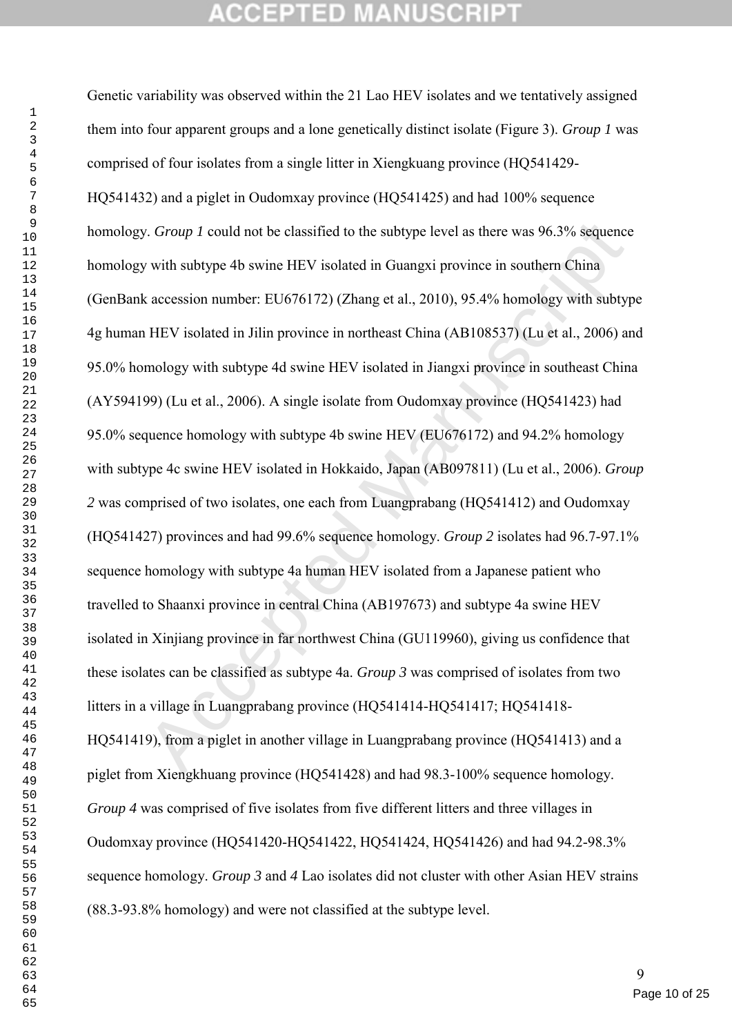Genetic variability was observed within the 21 Lao HEV isolates and we tentatively assigned them into four apparent groups and a lone genetically distinct isolate (Figure 3). *Group 1* was comprised of four isolates from a single litter in Xiengkuang province (HQ541429-HQ541432) and a piglet in Oudomxay province (HQ541425) and had 100% sequence homology. *Group 1* could not be classified to the subtype level as there was 96.3% sequence homology with subtype 4b swine HEV isolated in Guangxi province in southern China (GenBank accession number: EU676172) (Zhang et al., 2010), 95.4% homology with subtype 4g human HEV isolated in Jilin province in northeast China (AB108537) (Lu et al., 2006) and 95.0% homology with subtype 4d swine HEV isolated in Jiangxi province in southeast China (AY594199) (Lu et al., 2006). A single isolate from Oudomxay province (HQ541423) had 95.0% sequence homology with subtype 4b swine HEV (EU676172) and 94.2% homology with subtype 4c swine HEV isolated in Hokkaido, Japan (AB097811) (Lu et al., 2006). *Group 2* was comprised of two isolates, one each from Luangprabang (HQ541412) and Oudomxay (HQ541427) provinces and had 99.6% sequence homology. *Group 2* isolates had 96.7-97.1% sequence homology with subtype 4a human HEV isolated from a Japanese patient who travelled to Shaanxi province in central China (AB197673) and subtype 4a swine HEV isolated in Xinjiang province in far northwest China (GU119960), giving us confidence that these isolates can be classified as subtype 4a. *Group 3* was comprised of isolates from two litters in a village in Luangprabang province (HQ541414-HQ541417; HQ541418-HQ541419), from a piglet in another village in Luangprabang province (HQ541413) and a piglet from Xiengkhuang province (HQ541428) and had 98.3-100% sequence homology. *Group 4* was comprised of five isolates from five different litters and three villages in Oudomxay province (HQ541420-HQ541422, HQ541424, HQ541426) and had 94.2-98.3% sequence homology. *Group 3* and *4* Lao isolates did not cluster with other Asian HEV strains (88.3-93.8% homology) and were not classified at the subtype level.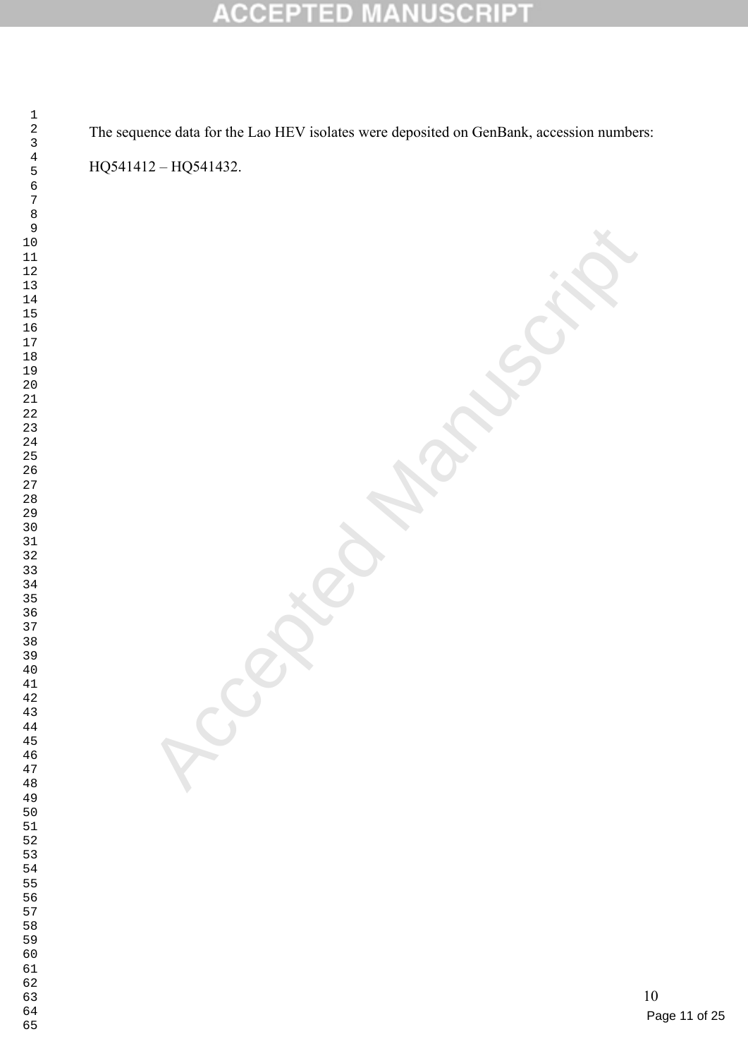The sequence data for the Lao HEV isolates were deposited on GenBank, accession numbers:

HQ541412 – HQ541432.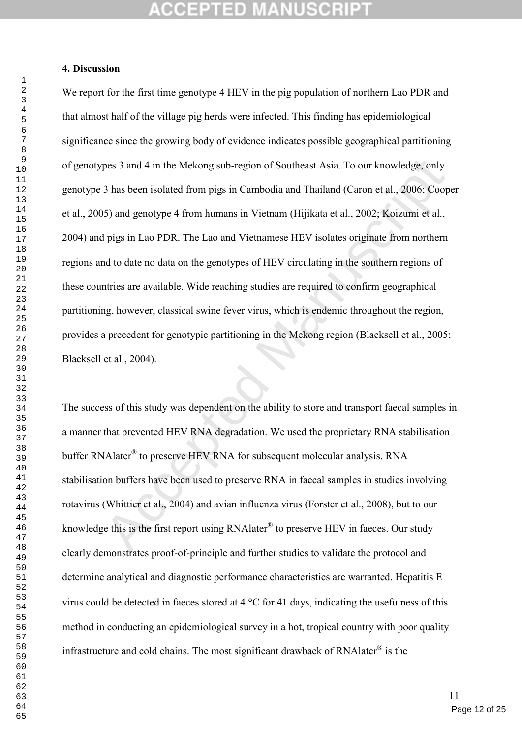## 4. Discussion

We report for the first time genotype 4 HEV in the pig population of northern Lao PDR and that almost half of the village pig herds were infected. This finding has epidemiological significance since the growing body of evidence indicates possible geographical partitioning of genotypes 3 and 4 in the Mekong sub-region of Southeast Asia. To our knowledge, only genotype 3 has been isolated from pigs in Cambodia and Thailand (Caron et al., 2006; Cooper et al., 2005) and genotype 4 from humans in Vietnam (Hijikata et al., 2002; Koizumi et al., 2004) and pigs in Lao PDR. The Lao and Vietnamese HEV isolates originate from northern regions and to date no data on the genotypes of HEV circulating in the southern regions of these countries are available. Wide reaching studies are required to confirm geographical partitioning, however, classical swine fever virus, which is endemic throughout the region, provides a precedent for genotypic partitioning in the Mekong region (Blacksell et al., 2005; Blacksell et al., 2004).

The success of this study was dependent on the ability to store and transport faecal samples in a manner that prevented HEV RNA degradation. We used the proprietary RNA stabilisation buffer RNAlater® to preserve HEV RNA for subsequent molecular analysis. RNA stabilisation buffers have been used to preserve RNA in faecal samples in studies involving rotavirus (Whittier et al., 2004) and avian influenza virus (Forster et al., 2008), but to our knowledge this is the first report using RNAlater® to preserve HEV in faeces. Our study clearly demonstrates proof-of-principle and further studies to validate the protocol and determine analytical and diagnostic performance characteristics are warranted. Hepatitis E virus could be detected in faeces stored at 4 °C for 41 days, indicating the usefulness of this method in conducting an epidemiological survey in a hot, tropical country with poor quality infrastructure and cold chains. The most significant drawback of RNAlater® is the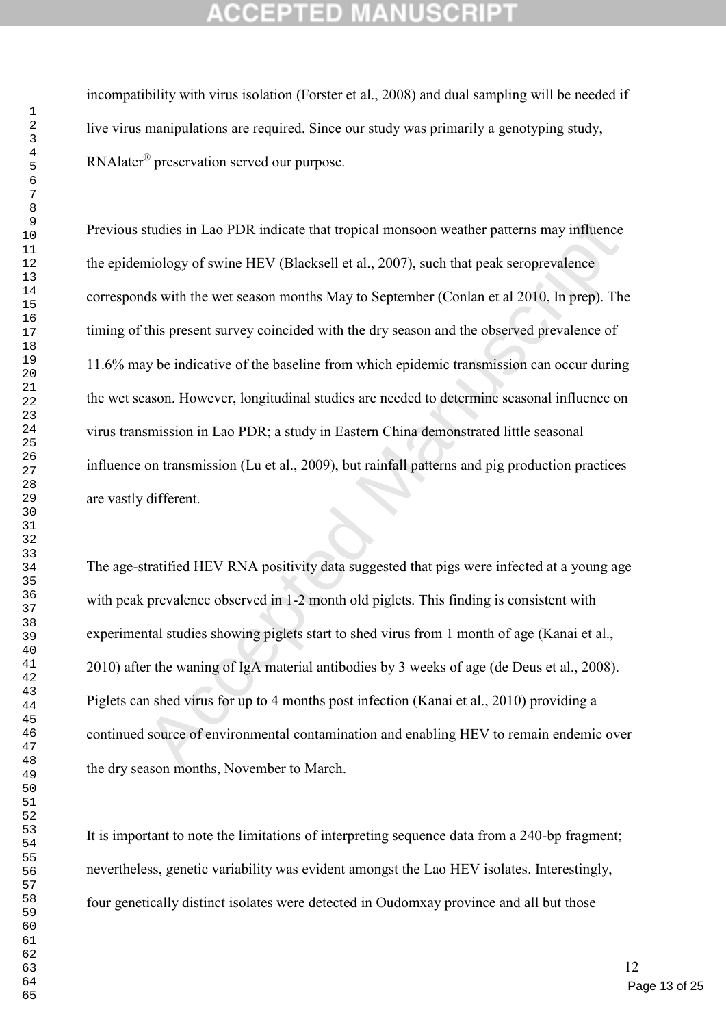incompatibility with virus isolation (Forster et al., 2008) and dual sampling will be needed if live virus manipulations are required. Since our study was primarily a genotyping study, RNAlater® preservation served our purpose.

Previous studies in Lao PDR indicate that tropical monsoon weather patterns may influence the epidemiology of swine HEV (Blacksell et al., 2007), such that peak seroprevalence corresponds with the wet season months May to September (Conlan et al 2010, In prep). The timing of this present survey coincided with the dry season and the observed prevalence of 11.6% may be indicative of the baseline from which epidemic transmission can occur during the wet season. However, longitudinal studies are needed to determine seasonal influence on virus transmission in Lao PDR; a study in Eastern China demonstrated little seasonal influence on transmission (Lu et al., 2009), but rainfall patterns and pig production practices are vastly different.

The age-stratified HEV RNA positivity data suggested that pigs were infected at a young age with peak prevalence observed in 1-2 month old piglets. This finding is consistent with experimental studies showing piglets start to shed virus from 1 month of age (Kanai et al., 2010) after the waning of IgA material antibodies by 3 weeks of age (de Deus et al., 2008). Piglets can shed virus for up to 4 months post infection (Kanai et al., 2010) providing a continued source of environmental contamination and enabling HEV to remain endemic over the dry season months, November to March.

It is important to note the limitations of interpreting sequence data from a 240-bp fragment; nevertheless, genetic variability was evident amongst the Lao HEV isolates. Interestingly, four genetically distinct isolates were detected in Oudomxay province and all but those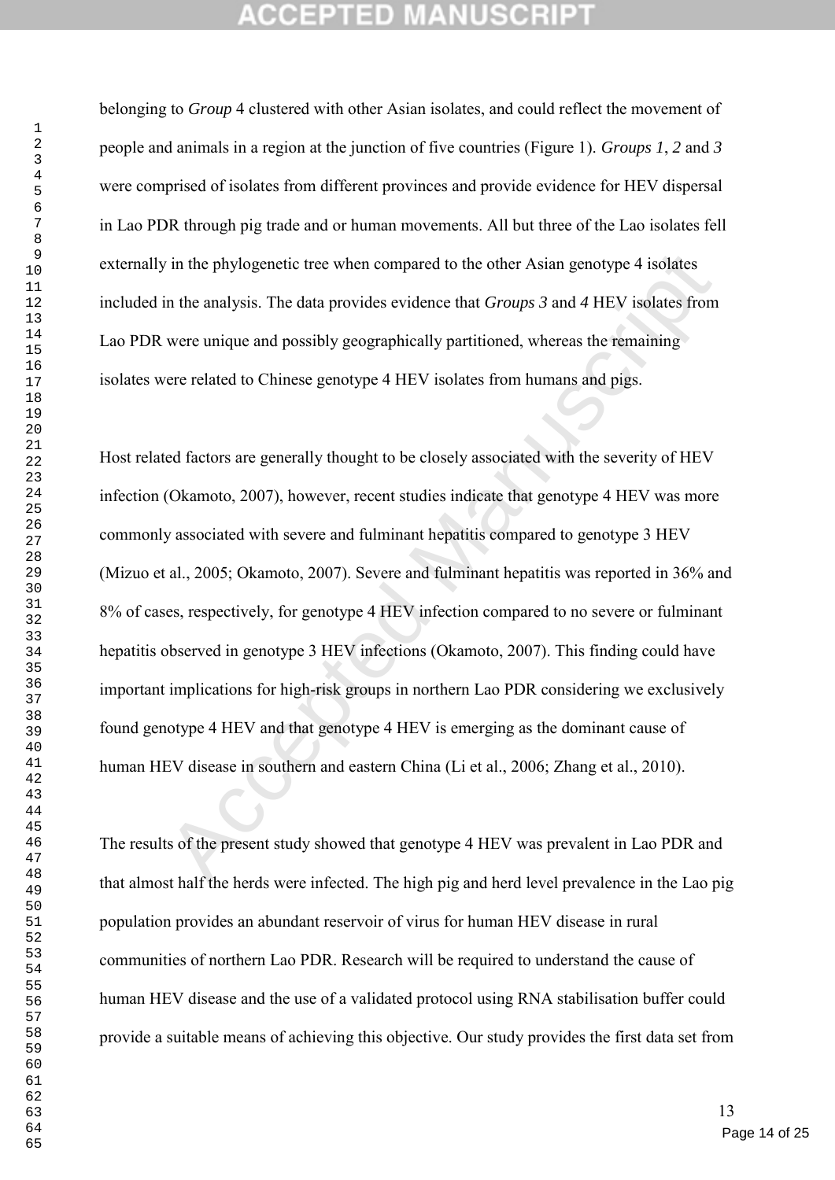belonging to *Group* 4 clustered with other Asian isolates, and could reflect the movement of people and animals in a region at the junction of five countries (Figure 1). *Groups 1*, *2* and *3* were comprised of isolates from different provinces and provide evidence for HEV dispersal in Lao PDR through pig trade and or human movements. All but three of the Lao isolates fell externally in the phylogenetic tree when compared to the other Asian genotype 4 isolates included in the analysis. The data provides evidence that *Groups 3* and *4* HEV isolates from Lao PDR were unique and possibly geographically partitioned, whereas the remaining isolates were related to Chinese genotype 4 HEV isolates from humans and pigs.

Host related factors are generally thought to be closely associated with the severity of HEV infection (Okamoto, 2007), however, recent studies indicate that genotype 4 HEV was more commonly associated with severe and fulminant hepatitis compared to genotype 3 HEV (Mizuo et al., 2005; Okamoto, 2007). Severe and fulminant hepatitis was reported in 36% and 8% of cases, respectively, for genotype 4 HEV infection compared to no severe or fulminant hepatitis observed in genotype 3 HEV infections (Okamoto, 2007). This finding could have important implications for high-risk groups in northern Lao PDR considering we exclusively found genotype 4 HEV and that genotype 4 HEV is emerging as the dominant cause of human HEV disease in southern and eastern China (Li et al., 2006; Zhang et al., 2010).

The results of the present study showed that genotype 4 HEV was prevalent in Lao PDR and that almost half the herds were infected. The high pig and herd level prevalence in the Lao pig population provides an abundant reservoir of virus for human HEV disease in rural communities of northern Lao PDR. Research will be required to understand the cause of human HEV disease and the use of a validated protocol using RNA stabilisation buffer could provide a suitable means of achieving this objective. Our study provides the first data set from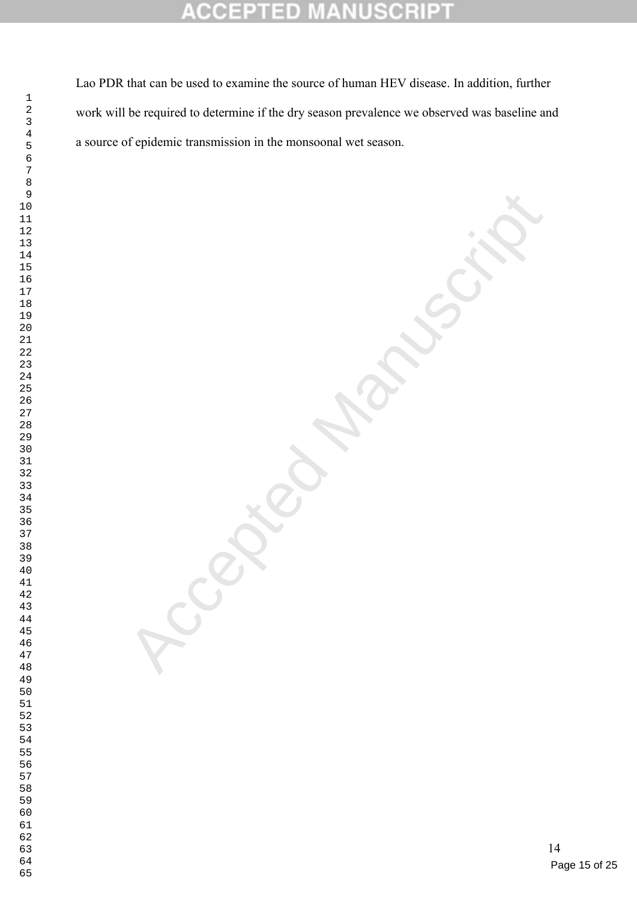Lao PDR that can be used to examine the source of human HEV disease. In addition, further work will be required to determine if the dry season prevalence we observed was baseline and a source of epidemic transmission in the monsoonal wet season.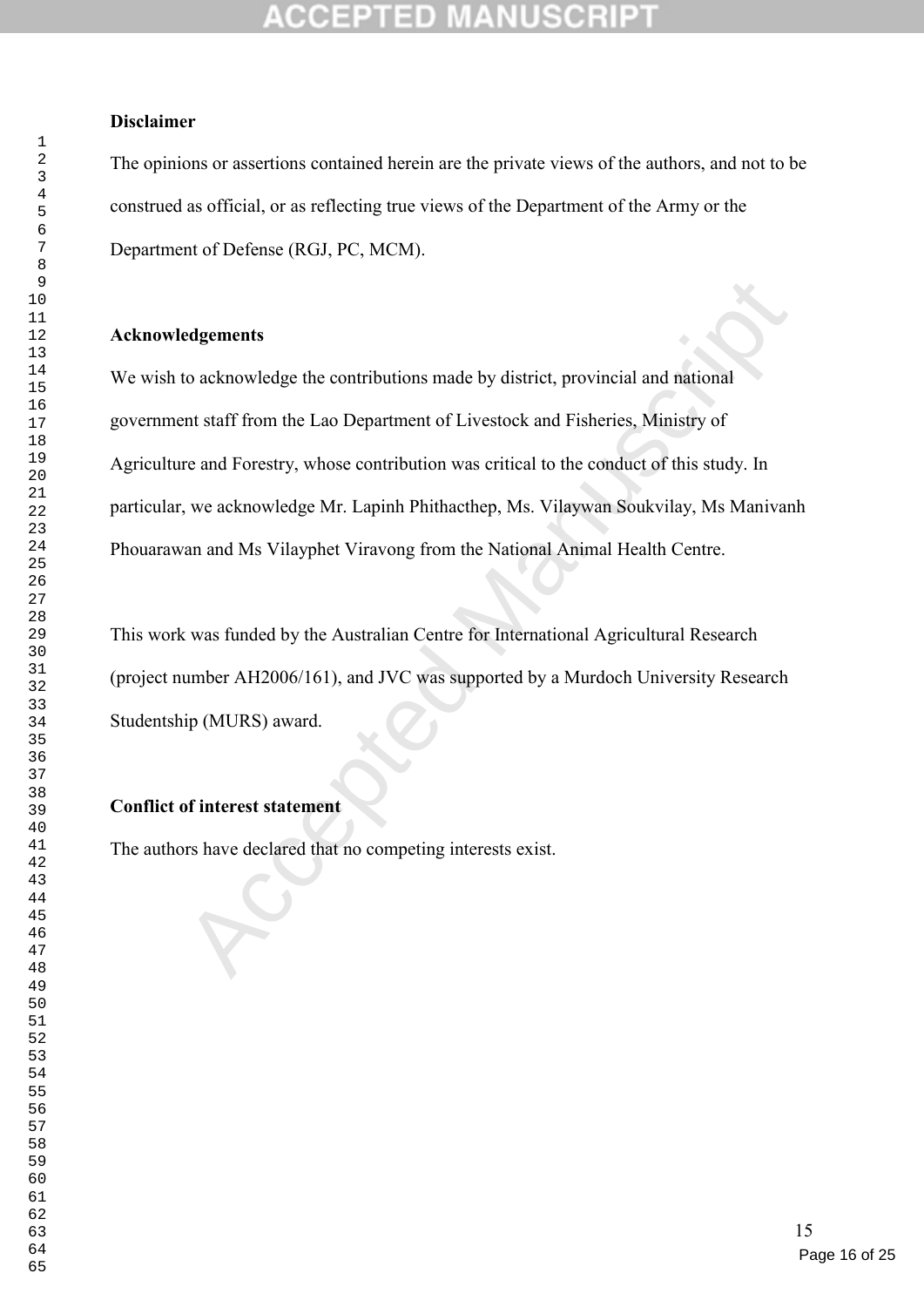## Disclaimer

The opinions or assertions contained herein are the private views of the authors, and not to be construed as official, or as reflecting true views of the Department of the Army or the Department of Defense (RGJ, PC, MCM).

## Acknowledgements

We wish to acknowledge the contributions made by district, provincial and national government staff from the Lao Department of Livestock and Fisheries, Ministry of Agriculture and Forestry, whose contribution was critical to the conduct of this study. In particular, we acknowledge Mr. Lapinh Phithacthep, Ms. Vilaywan Soukvilay, Ms Manivanh Phouarawan and Ms Vilayphet Viravong from the National Animal Health Centre.

This work was funded by the Australian Centre for International Agricultural Research (project number AH2006/161), and JVC was supported by a Murdoch University Research Studentship (MURS) award.

## Conflict of interest statement

The authors have declared that no competing interests exist.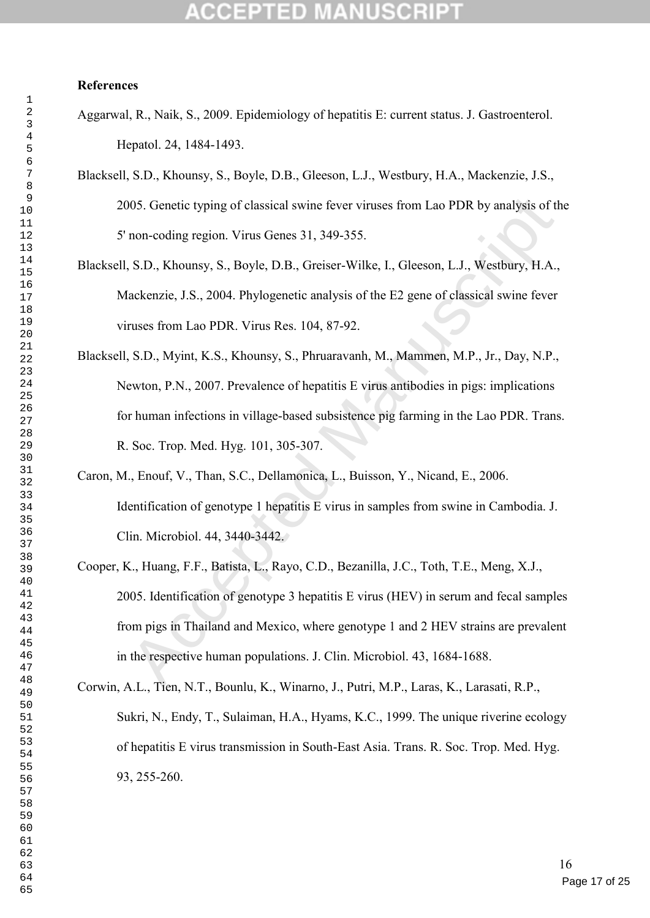**References**

Aggarwal, R., Naik, S., 2009. Epidemiology of hepatitis E: current status. J. Gastroenterol. Hepatol. 24, 1484-1493.

Blacksell, S.D., Khounsy, S., Boyle, D.B., Gleeson, L.J., Westbury, H.A., Mackenzie, J.S., 2005. Genetic typing of classical swine fever viruses from Lao PDR by analysis of the 5' non-coding region. Virus Genes 31, 349-355.

Blacksell, S.D., Khounsy, S., Boyle, D.B., Greiser-Wilke, I., Gleeson, L.J., Westbury, H.A., Mackenzie, J.S., 2004. Phylogenetic analysis of the E2 gene of classical swine fever viruses from Lao PDR. Virus Res. 104, 87-92.

Blacksell, S.D., Myint, K.S., Khounsy, S., Phruaravanh, M., Mammen, M.P., Jr., Day, N.P., Newton, P.N., 2007. Prevalence of hepatitis E virus antibodies in pigs: implications for human infections in village-based subsistence pig farming in the Lao PDR. Trans. R. Soc. Trop. Med. Hyg. 101, 305-307.

Caron, M., Enouf, V., Than, S.C., Dellamonica, L., Buisson, Y., Nicand, E., 2006. Identification of genotype 1 hepatitis E virus in samples from swine in Cambodia. J. Clin. Microbiol. 44, 3440-3442.

Cooper, K., Huang, F.F., Batista, L., Rayo, C.D., Bezanilla, J.C., Toth, T.E., Meng, X.J., 2005. Identification of genotype 3 hepatitis E virus (HEV) in serum and fecal samples from pigs in Thailand and Mexico, where genotype 1 and 2 HEV strains are prevalent in the respective human populations. J. Clin. Microbiol. 43, 1684-1688.

Corwin, A.L., Tien, N.T., Bounlu, K., Winarno, J., Putri, M.P., Laras, K., Larasati, R.P., Sukri, N., Endy, T., Sulaiman, H.A., Hyams, K.C., 1999. The unique riverine ecology of hepatitis E virus transmission in South-East Asia. Trans. R. Soc. Trop. Med. Hyg. 93, 255-260.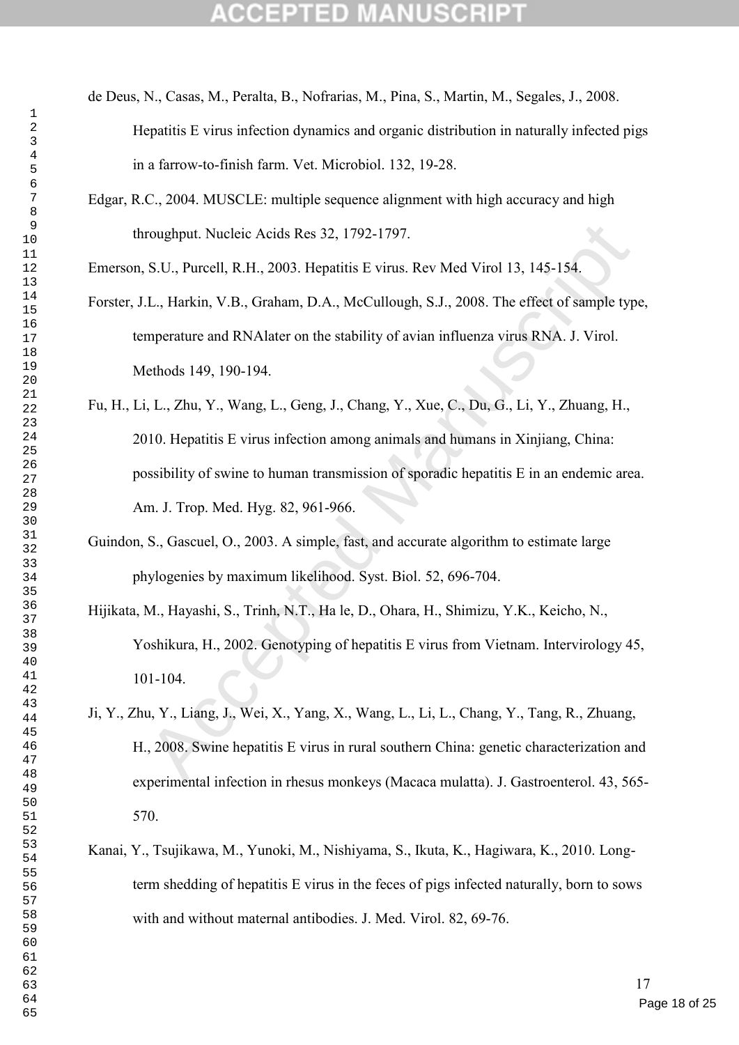de Deus, N., Casas, M., Peralta, B., Nofrarias, M., Pina, S., Martin, M., Segales, J., 2008. Hepatitis E virus infection dynamics and organic distribution in naturally infected pigs in a farrow-to-finish farm. Vet. Microbiol. 132, 19-28.

Edgar, R.C., 2004. MUSCLE: multiple sequence alignment with high accuracy and high throughput. Nucleic Acids Res 32, 1792-1797.

Emerson, S.U., Purcell, R.H., 2003. Hepatitis E virus. Rev Med Virol 13, 145-154.

Forster, J.L., Harkin, V.B., Graham, D.A., McCullough, S.J., 2008. The effect of sample type, temperature and RNAlater on the stability of avian influenza virus RNA. J. Virol. Methods 149, 190-194.

Fu, H., Li, L., Zhu, Y., Wang, L., Geng, J., Chang, Y., Xue, C., Du, G., Li, Y., Zhuang, H., 2010. Hepatitis E virus infection among animals and humans in Xinjiang, China: possibility of swine to human transmission of sporadic hepatitis E in an endemic area. Am. J. Trop. Med. Hyg. 82, 961-966.

Guindon, S., Gascuel, O., 2003. A simple, fast, and accurate algorithm to estimate large phylogenies by maximum likelihood. Syst. Biol. 52, 696-704.

Hijikata, M., Hayashi, S., Trinh, N.T., Ha le, D., Ohara, H., Shimizu, Y.K., Keicho, N., Yoshikura, H., 2002. Genotyping of hepatitis E virus from Vietnam. Intervirology 45, 101-104.

Ji, Y., Zhu, Y., Liang, J., Wei, X., Yang, X., Wang, L., Li, L., Chang, Y., Tang, R., Zhuang, H., 2008. Swine hepatitis E virus in rural southern China: genetic characterization and experimental infection in rhesus monkeys (Macaca mulatta). J. Gastroenterol. 43, 565-570.

Kanai, Y., Tsujikawa, M., Yunoki, M., Nishiyama, S., Ikuta, K., Hagiwara, K., 2010. Long-term shedding of hepatitis E virus in the feces of pigs infected naturally, born to sows with and without maternal antibodies. J. Med. Virol. 82, 69-76.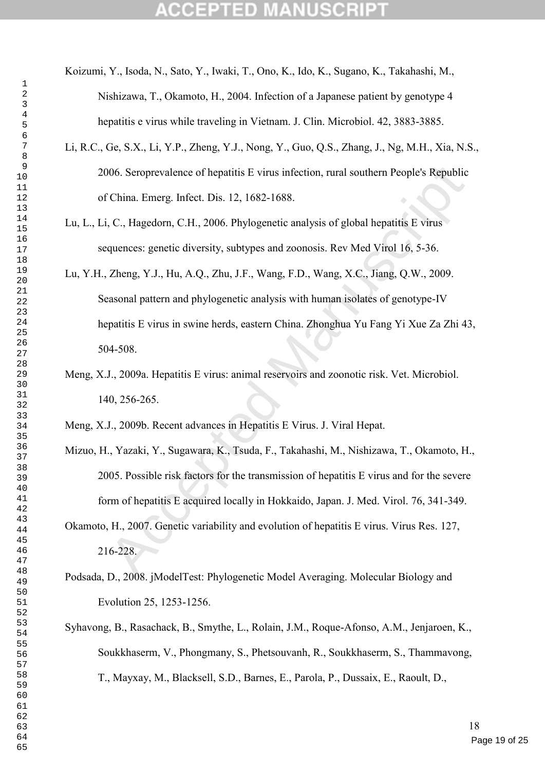Koizumi, Y., Isoda, N., Sato, Y., Iwaki, T., Ono, K., Ido, K., Sugano, K., Takahashi, M., Nishizawa, T., Okamoto, H., 2004. Infection of a Japanese patient by genotype 4 hepatitis e virus while traveling in Vietnam. J. Clin. Microbiol. 42, 3883-3885.

Li, R.C., Ge, S.X., Li, Y.P., Zheng, Y.J., Nong, Y., Guo, Q.S., Zhang, J., Ng, M.H., Xia, N.S., 2006. Seroprevalence of hepatitis E virus infection, rural southern People's Republic of China. Emerg. Infect. Dis. 12, 1682-1688.

Lu, L., Li, C., Hagedorn, C.H., 2006. Phylogenetic analysis of global hepatitis E virus sequences: genetic diversity, subtypes and zoonosis. Rev Med Virol 16, 5-36.

Lu, Y.H., Zheng, Y.J., Hu, A.Q., Zhu, J.F., Wang, F.D., Wang, X.C., Jiang, Q.W., 2009. Seasonal pattern and phylogenetic analysis with human isolates of genotype-IV hepatitis E virus in swine herds, eastern China. Zhonghua Yu Fang Yi Xue Za Zhi 43, 504-508.

Meng, X.J., 2009a. Hepatitis E virus: animal reservoirs and zoonotic risk. Vet. Microbiol. 140, 256-265.

Meng, X.J., 2009b. Recent advances in Hepatitis E Virus. J. Viral Hepat.

Mizuo, H., Yazaki, Y., Sugawara, K., Tsuda, F., Takahashi, M., Nishizawa, T., Okamoto, H., 2005. Possible risk factors for the transmission of hepatitis E virus and for the severe form of hepatitis E acquired locally in Hokkaido, Japan. J. Med. Virol. 76, 341-349.

Okamoto, H., 2007. Genetic variability and evolution of hepatitis E virus. Virus Res. 127, 216-228.

Podsada, D., 2008. jModelTest: Phylogenetic Model Averaging. Molecular Biology and Evolution 25, 1253-1256.

Syhavong, B., Rasachack, B., Smythe, L., Rolain, J.M., Roque-Afonso, A.M., Jenjaroen, K., Soukkhaserm, V., Phongmany, S., Phetsouvanh, R., Soukkhaserm, S., Thammavong, T., Mayxay, M., Blacksell, S.D., Barnes, E., Parola, P., Dussaix, E., Raoult, D.,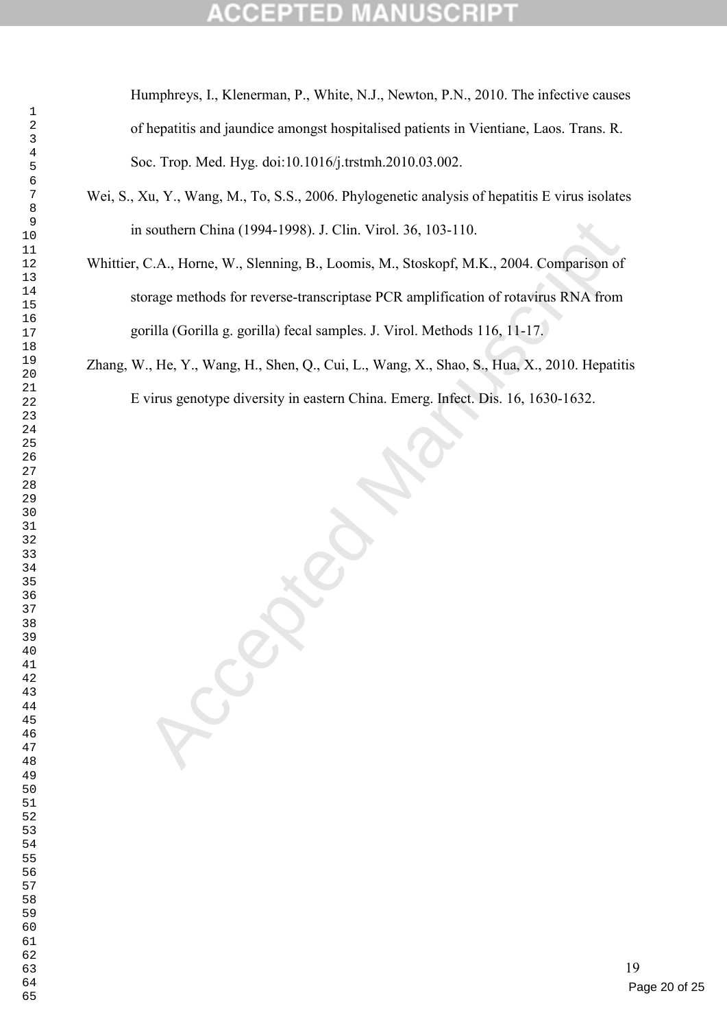Humphreys, I., Klenerman, P., White, N.J., Newton, P.N., 2010. The infective causes of hepatitis and jaundice amongst hospitalised patients in Vientiane, Laos. Trans. R. Soc. Trop. Med. Hyg. doi:10.1016/j.trstmh.2010.03.002.

Wei, S., Xu, Y., Wang, M., To, S.S., 2006. Phylogenetic analysis of hepatitis E virus isolates in southern China (1994-1998). J. Clin. Virol. 36, 103-110.

Whittier, C.A., Horne, W., Slenning, B., Loomis, M., Stoskopf, M.K., 2004. Comparison of storage methods for reverse-transcriptase PCR amplification of rotavirus RNA from gorilla (Gorilla g. gorilla) fecal samples. J. Virol. Methods 116, 11-17.

Zhang, W., He, Y., Wang, H., Shen, Q., Cui, L., Wang, X., Shao, S., Hua, X., 2010. Hepatitis E virus genotype diversity in eastern China. Emerg. Infect. Dis. 16, 1630-1632.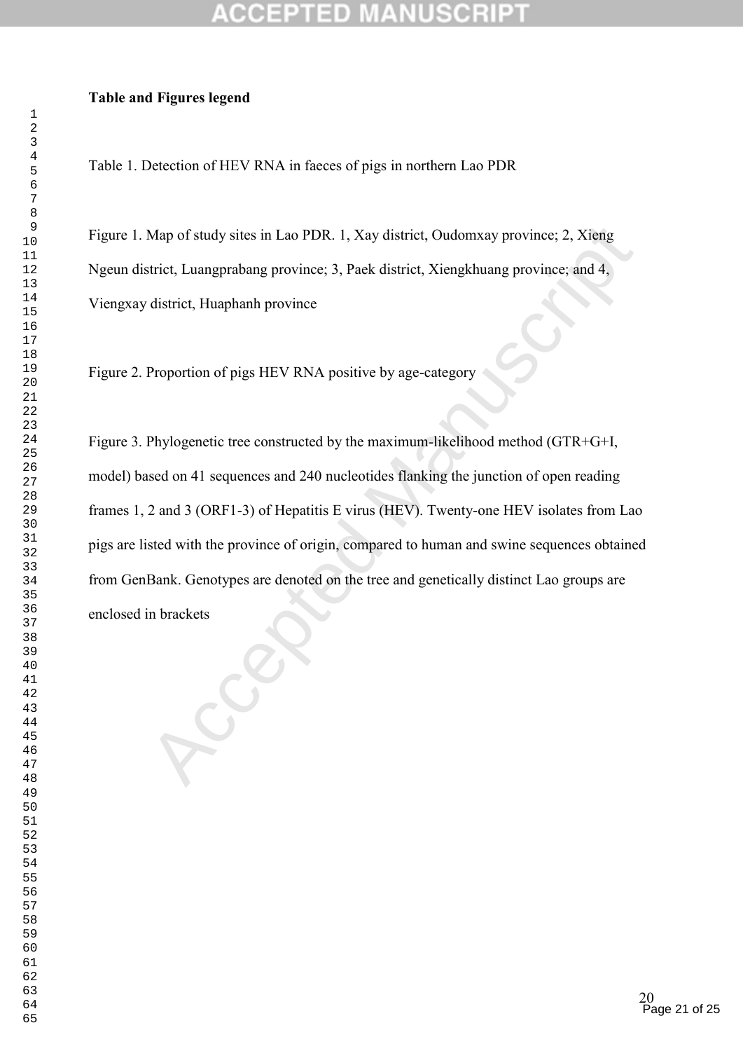**Table and Figures legend**

Table 1. Detection of HEV RNA in faeces of pigs in northern Lao PDR

Figure 1. Map of study sites in Lao PDR. 1, Xay district, Oudomxay province; 2, Xieng Ngeun district, Luangprabang province; 3, Paek district, Xiengkhuang province; and 4, Viengxay district, Huaphanh province

Figure 2. Proportion of pigs HEV RNA positive by age-category

Figure 3. Phylogenetic tree constructed by the maximum-likelihood method (GTR+G+I, model) based on 41 sequences and 240 nucleotides flanking the junction of open reading frames 1, 2 and 3 (ORF1-3) of Hepatitis E virus (HEV). Twenty-one HEV isolates from Lao pigs are listed with the province of origin, compared to human and swine sequences obtained from GenBank. Genotypes are denoted on the tree and genetically distinct Lao groups are enclosed in brackets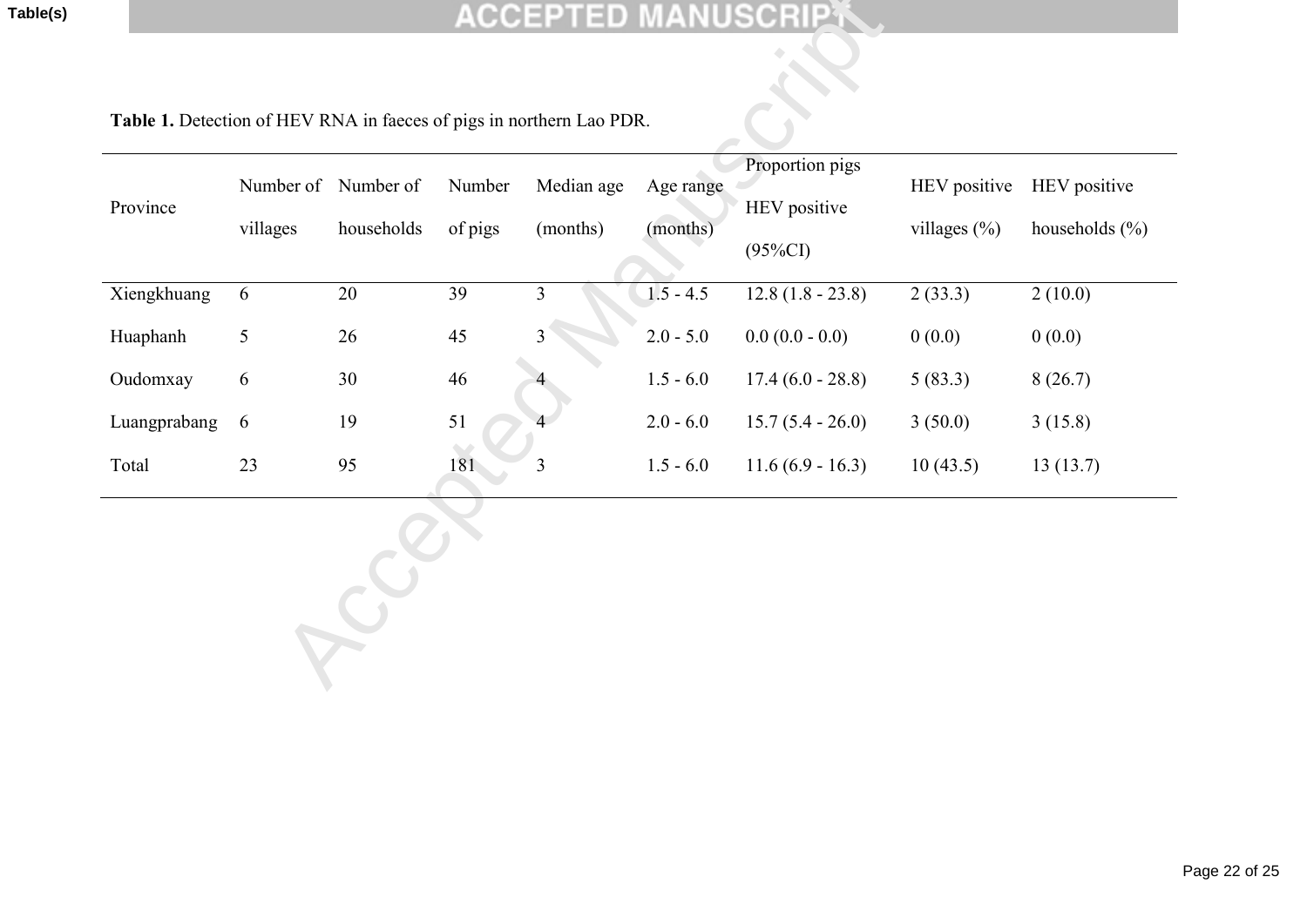**Table 1.** Detection of HEV RNA in faeces of pigs in northern Lao PDR.

| Province | Number of villages | Number of households | Number of pigs | Median age (months) | Age range (months) | Proportion pigs HEV positive (95%CI) | HEV positive villages (%) | HEV positive households (%) |
|---|---|---|---|---|---|---|---|---|
| Xiengkhuang | 6 | 20 | 39 | 3 | 1.5 - 4.5 | 12.8 (1.8 - 23.8) | 2 (33.3) | 2 (10.0) |
| Huaphanh | 5 | 26 | 45 | 3 | 2.0 - 5.0 | 0.0 (0.0 - 0.0) | 0 (0.0) | 0 (0.0) |
| Oudomxay | 6 | 30 | 46 | 4 | 1.5 - 6.0 | 17.4 (6.0 - 28.8) | 5 (83.3) | 8 (26.7) |
| Luangprabang | 6 | 19 | 51 | 4 | 2.0 - 6.0 | 15.7 (5.4 - 26.0) | 3 (50.0) | 3 (15.8) |
| Total | 23 | 95 | 181 | 3 | 1.5 - 6.0 | 11.6 (6.9 - 16.3) | 10 (43.5) | 13 (13.7) |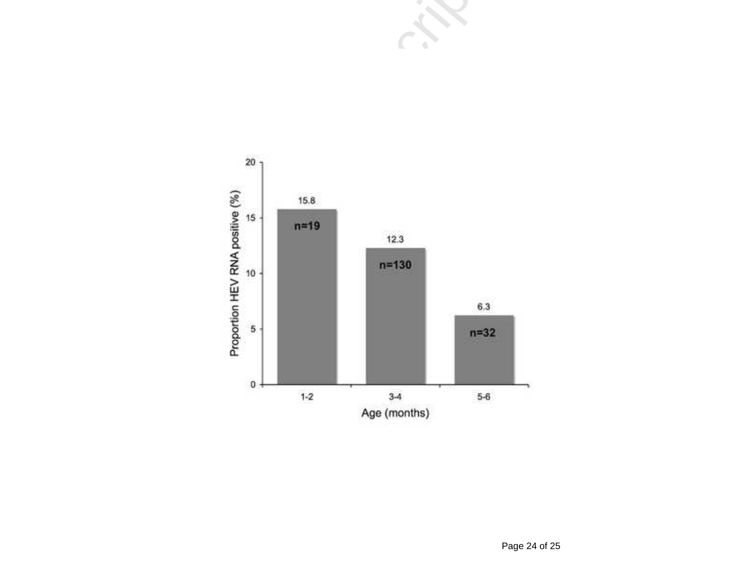| Age (months) | Proportion HEV RNA positive (%) | n |
|---|---|---|
| 1-2 | 15.8 | n=19 |
| 3-4 | 12.3 | n=130 |
| 5-6 | 6.3 | n=32 |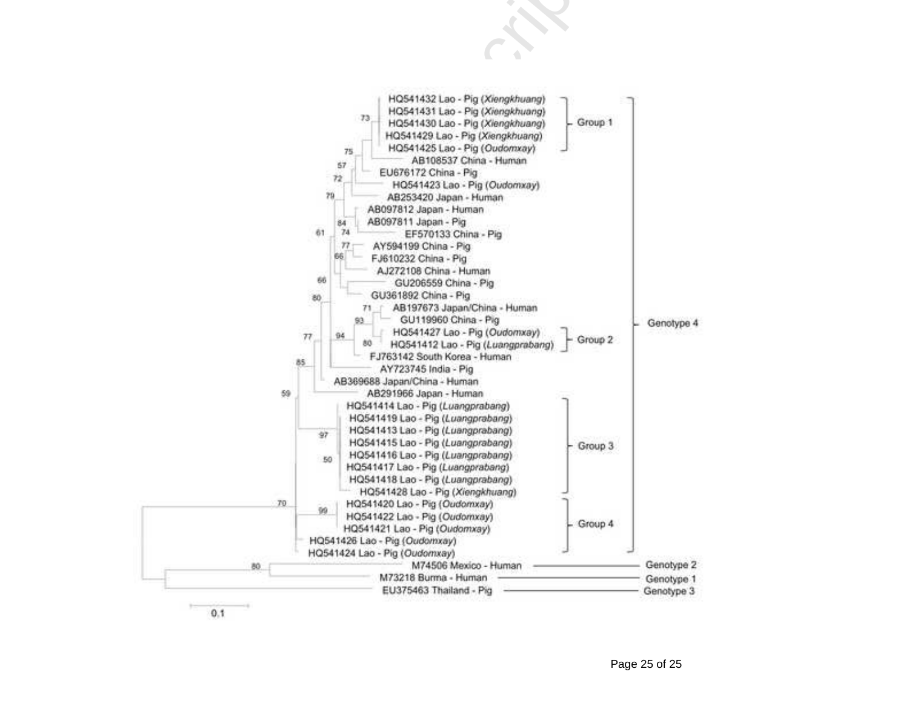HQ541432 Lao - Pig (*Xiengkhuang*)
HQ541431 Lao - Pig (*Xiengkhuang*)
HQ541430 Lao - Pig (*Xiengkhuang*)
HQ541429 Lao - Pig (*Xiengkhuang*)
HQ541425 Lao - Pig (*Oudomxay*)
AB108537 China - Human
EU676172 China - Pig
HQ541423 Lao - Pig (*Oudomxay*)
AB253420 Japan - Human
AB097812 Japan - Human
AB097811 Japan - Pig
EF570133 China - Pig
AY594199 China - Pig
FJ610232 China - Pig
AJ272108 China - Human
GU206559 China - Pig
GU361892 China - Pig
AB197673 Japan/China - Human
GU119960 China - Pig
HQ541427 Lao - Pig (*Oudomxay*)
HQ541412 Lao - Pig (*Luangprabang*)
FJ763142 South Korea - Human
AY723745 India - Pig
AB369688 Japan/China - Human
AB291966 Japan - Human
HQ541414 Lao - Pig (*Luangprabang*)
HQ541419 Lao - Pig (*Luangprabang*)
HQ541413 Lao - Pig (*Luangprabang*)
HQ541415 Lao - Pig (*Luangprabang*)
HQ541416 Lao - Pig (*Luangprabang*)
HQ541417 Lao - Pig (*Luangprabang*)
HQ541418 Lao - Pig (*Luangprabang*)
HQ541428 Lao - Pig (*Xiengkhuang*)
HQ541420 Lao - Pig (*Oudomxay*)
HQ541422 Lao - Pig (*Oudomxay*)
HQ541421 Lao - Pig (*Oudomxay*)
HQ541426 Lao - Pig (*Oudomxay*)
HQ541424 Lao - Pig (*Oudomxay*)
M74506 Mexico - Human
M73218 Burma - Human
EU375463 Thailand - Pig

Group 1
Group 2
Group 3
Group 4
Genotype 4
Genotype 2
Genotype 1
Genotype 3

73 75 57 72 79 84 74 61 77 66 66 80 71 93 94 80 77 85 59 97 50 70 99 80

0.1